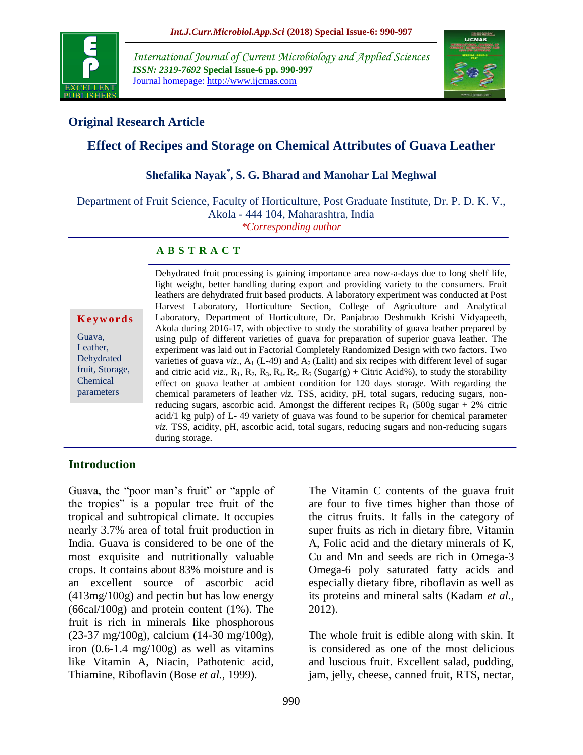**Original Research Article**

# Effect of Recipes and Storage on Chemical Attributes of Guava Leather

**Shefalika Nayak*, S. G. Bharad and Manohar Lal Meghwal**

Department of Fruit Science, Faculty of Horticulture, Post Graduate Institute, Dr. P. D. K. V., Akola - 444 104, Maharashtra, India

*Corresponding author

**Keywords**

Guava, Leather, Dehydrated fruit, Storage, Chemical parameters

## ABSTRACT

Dehydrated fruit processing is gaining importance area now-a-days due to long shelf life, light weight, better handling during export and providing variety to the consumers. Fruit leathers are dehydrated fruit based products. A laboratory experiment was conducted at Post Harvest Laboratory, Horticulture Section, College of Agriculture and Analytical Laboratory, Department of Horticulture, Dr. Panjabrao Deshmukh Krishi Vidyapeeth, Akola during 2016-17, with objective to study the storability of guava leather prepared by using pulp of different varieties of guava for preparation of superior guava leather. The experiment was laid out in Factorial Completely Randomized Design with two factors. Two varieties of guava *viz*., $A_1$ (L-49) and $A_2$ (Lalit) and six recipes with different level of sugar and citric acid *viz.*, $R_1$, $R_2$, $R_3$, $R_4$, $R_5$, $R_6$ (Sugar(g) + Citric Acid%), to study the storability effect on guava leather at ambient condition for 120 days storage. With regarding the chemical parameters of leather *viz.* TSS, acidity, pH, total sugars, reducing sugars, non-reducing sugars, ascorbic acid. Amongst the different recipes $R_1$ (500g sugar + 2% citric acid/1 kg pulp) of L- 49 variety of guava was found to be superior for chemical parameter *viz.* TSS, acidity, pH, ascorbic acid, total sugars, reducing sugars and non-reducing sugars during storage.

## Introduction

Guava, the "poor man's fruit" or "apple of the tropics" is a popular tree fruit of the tropical and subtropical climate. It occupies nearly 3.7% area of total fruit production in India. Guava is considered to be one of the most exquisite and nutritionally valuable crops. It contains about 83% moisture and is an excellent source of ascorbic acid (413mg/100g) and pectin but has low energy (66cal/100g) and protein content (1%). The fruit is rich in minerals like phosphorous (23-37 mg/100g), calcium (14-30 mg/100g), iron (0.6-1.4 mg/100g) as well as vitamins like Vitamin A, Niacin, Pathotenic acid, Thiamine, Riboflavin (Bose *et al.,* 1999).

The Vitamin C contents of the guava fruit are four to five times higher than those of the citrus fruits. It falls in the category of super fruits as rich in dietary fibre, Vitamin A, Folic acid and the dietary minerals of K, Cu and Mn and seeds are rich in Omega-3 Omega-6 poly saturated fatty acids and especially dietary fibre, riboflavin as well as its proteins and mineral salts (Kadam *et al.,* 2012).

The whole fruit is edible along with skin. It is considered as one of the most delicious and luscious fruit. Excellent salad, pudding, jam, jelly, cheese, canned fruit, RTS, nectar,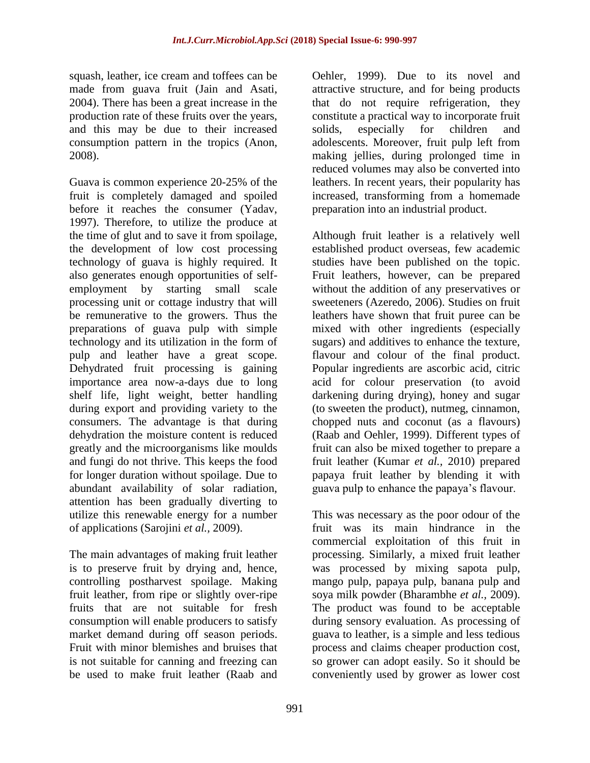squash, leather, ice cream and toffees can be made from guava fruit (Jain and Asati, 2004). There has been a great increase in the production rate of these fruits over the years, and this may be due to their increased consumption pattern in the tropics (Anon, 2008).

Guava is common experience 20-25% of the fruit is completely damaged and spoiled before it reaches the consumer (Yadav, 1997). Therefore, to utilize the produce at the time of glut and to save it from spoilage, the development of low cost processing technology of guava is highly required. It also generates enough opportunities of self-employment by starting small scale processing unit or cottage industry that will be remunerative to the growers. Thus the preparations of guava pulp with simple technology and its utilization in the form of pulp and leather have a great scope. Dehydrated fruit processing is gaining importance area now-a-days due to long shelf life, light weight, better handling during export and providing variety to the consumers. The advantage is that during dehydration the moisture content is reduced greatly and the microorganisms like moulds and fungi do not thrive. This keeps the food for longer duration without spoilage. Due to abundant availability of solar radiation, attention has been gradually diverting to utilize this renewable energy for a number of applications (Sarojini *et al.,* 2009).

The main advantages of making fruit leather is to preserve fruit by drying and, hence, controlling postharvest spoilage. Making fruit leather, from ripe or slightly over-ripe fruits that are not suitable for fresh consumption will enable producers to satisfy market demand during off season periods. Fruit with minor blemishes and bruises that is not suitable for canning and freezing can be used to make fruit leather (Raab and Oehler, 1999). Due to its novel and attractive structure, and for being products that do not require refrigeration, they constitute a practical way to incorporate fruit solids, especially for children and adolescents. Moreover, fruit pulp left from making jellies, during prolonged time in reduced volumes may also be converted into leathers. In recent years, their popularity has increased, transforming from a homemade preparation into an industrial product.

Although fruit leather is a relatively well established product overseas, few academic studies have been published on the topic. Fruit leathers, however, can be prepared without the addition of any preservatives or sweeteners (Azeredo, 2006). Studies on fruit leathers have shown that fruit puree can be mixed with other ingredients (especially sugars) and additives to enhance the texture, flavour and colour of the final product. Popular ingredients are ascorbic acid, citric acid for colour preservation (to avoid darkening during drying), honey and sugar (to sweeten the product), nutmeg, cinnamon, chopped nuts and coconut (as a flavours) (Raab and Oehler, 1999). Different types of fruit can also be mixed together to prepare a fruit leather (Kumar *et al.,* 2010) prepared papaya fruit leather by blending it with guava pulp to enhance the papaya's flavour.

This was necessary as the poor odour of the fruit was its main hindrance in the commercial exploitation of this fruit in processing. Similarly, a mixed fruit leather was processed by mixing sapota pulp, mango pulp, papaya pulp, banana pulp and soya milk powder (Bharambhe *et al.,* 2009). The product was found to be acceptable during sensory evaluation. As processing of guava to leather, is a simple and less tedious process and claims cheaper production cost, so grower can adopt easily. So it should be conveniently used by grower as lower cost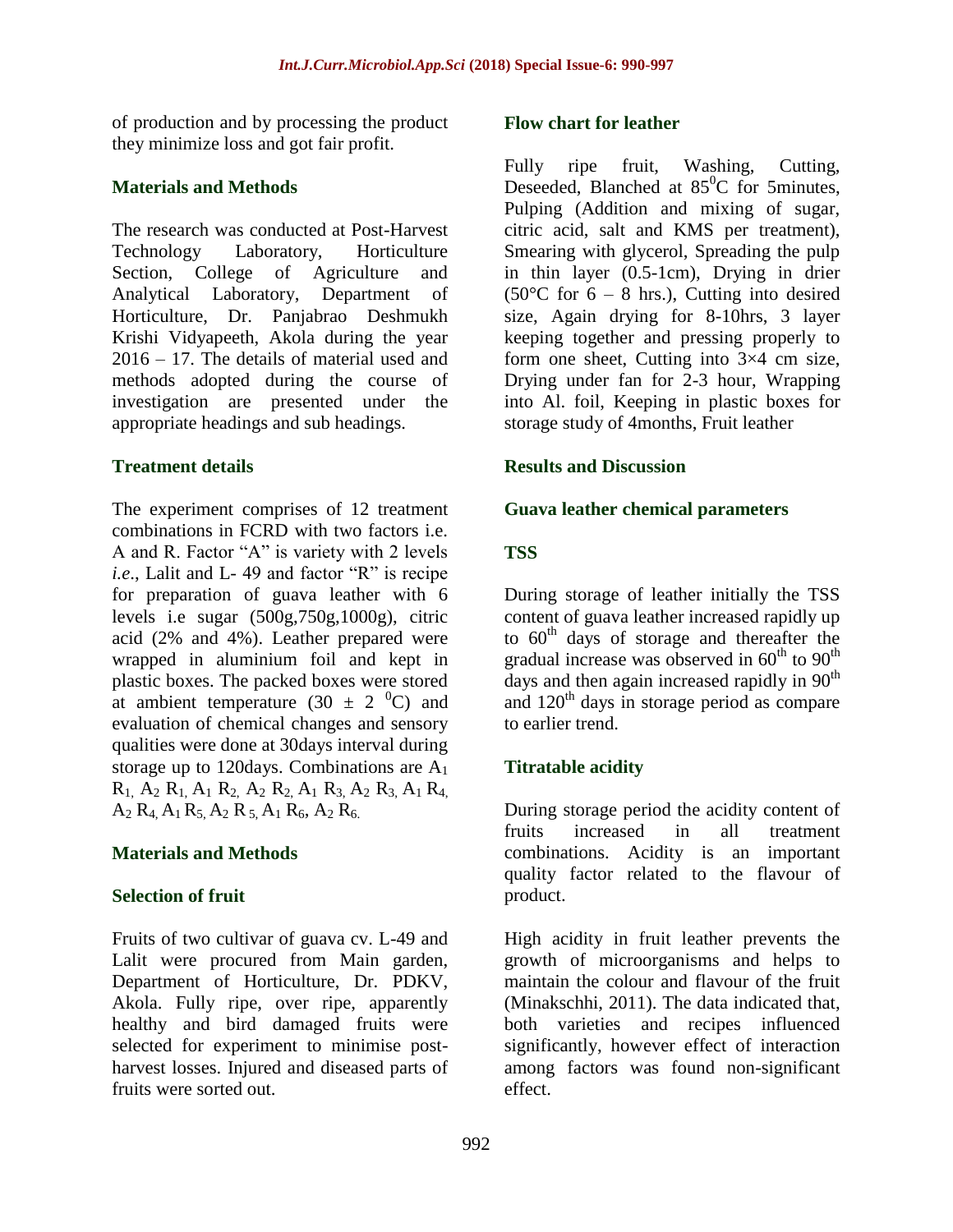of production and by processing the product they minimize loss and got fair profit.

## Materials and Methods

The research was conducted at Post-Harvest Technology Laboratory, Horticulture Section, College of Agriculture and Analytical Laboratory, Department of Horticulture, Dr. Panjabrao Deshmukh Krishi Vidyapeeth, Akola during the year 2016 – 17. The details of material used and methods adopted during the course of investigation are presented under the appropriate headings and sub headings.

### Treatment details

The experiment comprises of 12 treatment combinations in FCRD with two factors i.e. A and R. Factor "A" is variety with 2 levels *i.e.*, Lalit and L- 49 and factor "R" is recipe for preparation of guava leather with 6 levels i.e sugar (500g,750g,1000g), citric acid (2% and 4%). Leather prepared were wrapped in aluminium foil and kept in plastic boxes. The packed boxes were stored at ambient temperature (30 ± 2 $^0$C) and evaluation of chemical changes and sensory qualities were done at 30days interval during storage up to 120days. Combinations are $A_1 R_1, A_2 R_1, A_1 R_2, A_2 R_2, A_1 R_3, A_2 R_3, A_1 R_4, A_2 R_4, A_1 R_5, A_2 R_5, A_1 R_6, A_2 R_6.$

## Materials and Methods

### Selection of fruit

Fruits of two cultivar of guava cv. L-49 and Lalit were procured from Main garden, Department of Horticulture, Dr. PDKV, Akola. Fully ripe, over ripe, apparently healthy and bird damaged fruits were selected for experiment to minimise post-harvest losses. Injured and diseased parts of fruits were sorted out.

### Flow chart for leather

Fully ripe fruit, Washing, Cutting, Deseeded, Blanched at 85$^0$C for 5minutes, Pulping (Addition and mixing of sugar, citric acid, salt and KMS per treatment), Smearing with glycerol, Spreading the pulp in thin layer (0.5-1cm), Drying in drier (50°C for 6 – 8 hrs.), Cutting into desired size, Again drying for 8-10hrs, 3 layer keeping together and pressing properly to form one sheet, Cutting into 3×4 cm size, Drying under fan for 2-3 hour, Wrapping into Al. foil, Keeping in plastic boxes for storage study of 4months, Fruit leather

## Results and Discussion

### Guava leather chemical parameters

### TSS

During storage of leather initially the TSS content of guava leather increased rapidly up to 60$^{th}$ days of storage and thereafter the gradual increase was observed in 60$^{th}$ to 90$^{th}$ days and then again increased rapidly in 90$^{th}$ and 120$^{th}$ days in storage period as compare to earlier trend.

### Titratable acidity

During storage period the acidity content of fruits increased in all treatment combinations. Acidity is an important quality factor related to the flavour of product.

High acidity in fruit leather prevents the growth of microorganisms and helps to maintain the colour and flavour of the fruit (Minakschhi, 2011). The data indicated that, both varieties and recipes influenced significantly, however effect of interaction among factors was found non-significant effect.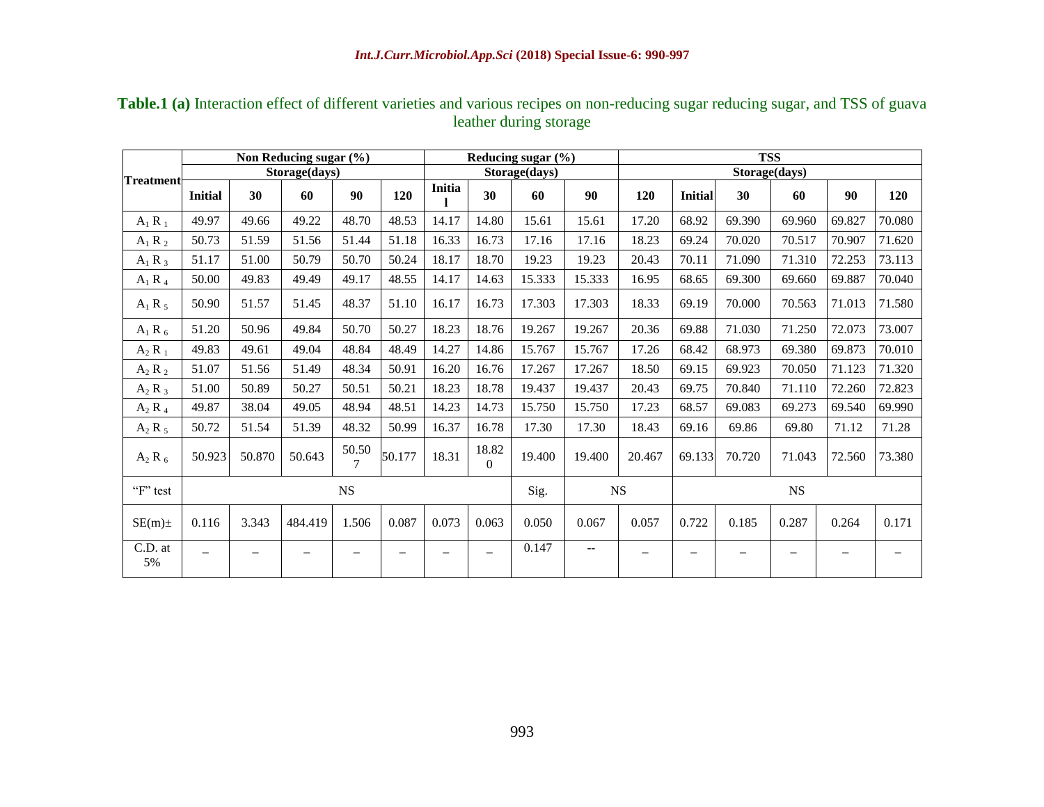**Table.1 (a)** Interaction effect of different varieties and various recipes on non-reducing sugar reducing sugar, and TSS of guava leather during storage

| Treatment | Non Reducing sugar (%) | | | | | Reducing sugar (%) | | | | | TSS | | | | |
|---|---|---|---|---|---|---|---|---|---|---|---|---|---|---|---|
| | Storage(days) | | | | | Storage(days) | | | | | Storage(days) | | | | |
| | Initial | 30 | 60 | 90 | 120 | Initial | 30 | 60 | 90 | 120 | Initial | 30 | 60 | 90 | 120 |
| $A_1 R_1$ | 49.97 | 49.66 | 49.22 | 48.70 | 48.53 | 14.17 | 14.80 | 15.61 | 15.61 | 17.20 | 68.92 | 69.390 | 69.960 | 69.827 | 70.080 |
| $A_1 R_2$ | 50.73 | 51.59 | 51.56 | 51.44 | 51.18 | 16.33 | 16.73 | 17.16 | 17.16 | 18.23 | 69.24 | 70.020 | 70.517 | 70.907 | 71.620 |
| $A_1 R_3$ | 51.17 | 51.00 | 50.79 | 50.70 | 50.24 | 18.17 | 18.70 | 19.23 | 19.23 | 20.43 | 70.11 | 71.090 | 71.310 | 72.253 | 73.113 |
| $A_1 R_4$ | 50.00 | 49.83 | 49.49 | 49.17 | 48.55 | 14.17 | 14.63 | 15.333 | 15.333 | 16.95 | 68.65 | 69.300 | 69.660 | 69.887 | 70.040 |
| $A_1 R_5$ | 50.90 | 51.57 | 51.45 | 48.37 | 51.10 | 16.17 | 16.73 | 17.303 | 17.303 | 18.33 | 69.19 | 70.000 | 70.563 | 71.013 | 71.580 |
| $A_1 R_6$ | 51.20 | 50.96 | 49.84 | 50.70 | 50.27 | 18.23 | 18.76 | 19.267 | 19.267 | 20.36 | 69.88 | 71.030 | 71.250 | 72.073 | 73.007 |
| $A_2 R_1$ | 49.83 | 49.61 | 49.04 | 48.84 | 48.49 | 14.27 | 14.86 | 15.767 | 15.767 | 17.26 | 68.42 | 68.973 | 69.380 | 69.873 | 70.010 |
| $A_2 R_2$ | 51.07 | 51.56 | 51.49 | 48.34 | 50.91 | 16.20 | 16.76 | 17.267 | 17.267 | 18.50 | 69.15 | 69.923 | 70.050 | 71.123 | 71.320 |
| $A_2 R_3$ | 51.00 | 50.89 | 50.27 | 50.51 | 50.21 | 18.23 | 18.78 | 19.437 | 19.437 | 20.43 | 69.75 | 70.840 | 71.110 | 72.260 | 72.823 |
| $A_2 R_4$ | 49.87 | 38.04 | 49.05 | 48.94 | 48.51 | 14.23 | 14.73 | 15.750 | 15.750 | 17.23 | 68.57 | 69.083 | 69.273 | 69.540 | 69.990 |
| $A_2 R_5$ | 50.72 | 51.54 | 51.39 | 48.32 | 50.99 | 16.37 | 16.78 | 17.30 | 17.30 | 18.43 | 69.16 | 69.86 | 69.80 | 71.12 | 71.28 |
| $A_2 R_6$ | 50.923 | 50.870 | 50.643 | 50.507 | 50.177 | 18.31 | 18.820 | 19.400 | 19.400 | 20.467 | 69.133 | 70.720 | 71.043 | 72.560 | 73.380 |
| "F" test | NS | | | | | | | Sig. | NS | | NS | | | | |
| SE(m)± | 0.116 | 3.343 | 484.419 | 1.506 | 0.087 | 0.073 | 0.063 | 0.050 | 0.067 | 0.057 | 0.722 | 0.185 | 0.287 | 0.264 | 0.171 |
| C.D. at 5% | – | – | – | – | – | – | – | 0.147 | -- | – | – | – | – | – | – |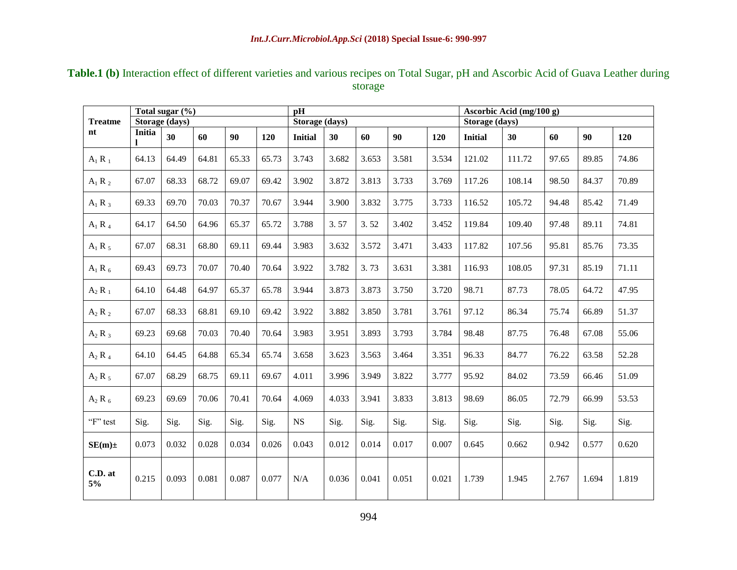**Table.1 (b)** Interaction effect of different varieties and various recipes on Total Sugar, pH and Ascorbic Acid of Guava Leather during storage

| Treatment | Total sugar (%) | | | | | pH | | | | | Ascorbic Acid (mg/100 g) | | | | |
|---|---|---|---|---|---|---|---|---|---|---|---|---|---|---|---|
| | Storage (days) | | | | | Storage (days) | | | | | Storage (days) | | | | |
| | Initial | 30 | 60 | 90 | 120 | Initial | 30 | 60 | 90 | 120 | Initial | 30 | 60 | 90 | 120 |
| $A_1 R_1$ | 64.13 | 64.49 | 64.81 | 65.33 | 65.73 | 3.743 | 3.682 | 3.653 | 3.581 | 3.534 | 121.02 | 111.72 | 97.65 | 89.85 | 74.86 |
| $A_1 R_2$ | 67.07 | 68.33 | 68.72 | 69.07 | 69.42 | 3.902 | 3.872 | 3.813 | 3.733 | 3.769 | 117.26 | 108.14 | 98.50 | 84.37 | 70.89 |
| $A_1 R_3$ | 69.33 | 69.70 | 70.03 | 70.37 | 70.67 | 3.944 | 3.900 | 3.832 | 3.775 | 3.733 | 116.52 | 105.72 | 94.48 | 85.42 | 71.49 |
| $A_1 R_4$ | 64.17 | 64.50 | 64.96 | 65.37 | 65.72 | 3.788 | 3. 57 | 3. 52 | 3.402 | 3.452 | 119.84 | 109.40 | 97.48 | 89.11 | 74.81 |
| $A_1 R_5$ | 67.07 | 68.31 | 68.80 | 69.11 | 69.44 | 3.983 | 3.632 | 3.572 | 3.471 | 3.433 | 117.82 | 107.56 | 95.81 | 85.76 | 73.35 |
| $A_1 R_6$ | 69.43 | 69.73 | 70.07 | 70.40 | 70.64 | 3.922 | 3.782 | 3. 73 | 3.631 | 3.381 | 116.93 | 108.05 | 97.31 | 85.19 | 71.11 |
| $A_2 R_1$ | 64.10 | 64.48 | 64.97 | 65.37 | 65.78 | 3.944 | 3.873 | 3.873 | 3.750 | 3.720 | 98.71 | 87.73 | 78.05 | 64.72 | 47.95 |
| $A_2 R_2$ | 67.07 | 68.33 | 68.81 | 69.10 | 69.42 | 3.922 | 3.882 | 3.850 | 3.781 | 3.761 | 97.12 | 86.34 | 75.74 | 66.89 | 51.37 |
| $A_2 R_3$ | 69.23 | 69.68 | 70.03 | 70.40 | 70.64 | 3.983 | 3.951 | 3.893 | 3.793 | 3.784 | 98.48 | 87.75 | 76.48 | 67.08 | 55.06 |
| $A_2 R_4$ | 64.10 | 64.45 | 64.88 | 65.34 | 65.74 | 3.658 | 3.623 | 3.563 | 3.464 | 3.351 | 96.33 | 84.77 | 76.22 | 63.58 | 52.28 |
| $A_2 R_5$ | 67.07 | 68.29 | 68.75 | 69.11 | 69.67 | 4.011 | 3.996 | 3.949 | 3.822 | 3.777 | 95.92 | 84.02 | 73.59 | 66.46 | 51.09 |
| $A_2 R_6$ | 69.23 | 69.69 | 70.06 | 70.41 | 70.64 | 4.069 | 4.033 | 3.941 | 3.833 | 3.813 | 98.69 | 86.05 | 72.79 | 66.99 | 53.53 |
| "F" test | Sig. | Sig. | Sig. | Sig. | Sig. | NS | Sig. | Sig. | Sig. | Sig. | Sig. | Sig. | Sig. | Sig. | Sig. |
| **SE(m)±** | 0.073 | 0.032 | 0.028 | 0.034 | 0.026 | 0.043 | 0.012 | 0.014 | 0.017 | 0.007 | 0.645 | 0.662 | 0.942 | 0.577 | 0.620 |
| **C.D. at 5%** | 0.215 | 0.093 | 0.081 | 0.087 | 0.077 | N/A | 0.036 | 0.041 | 0.051 | 0.021 | 1.739 | 1.945 | 2.767 | 1.694 | 1.819 |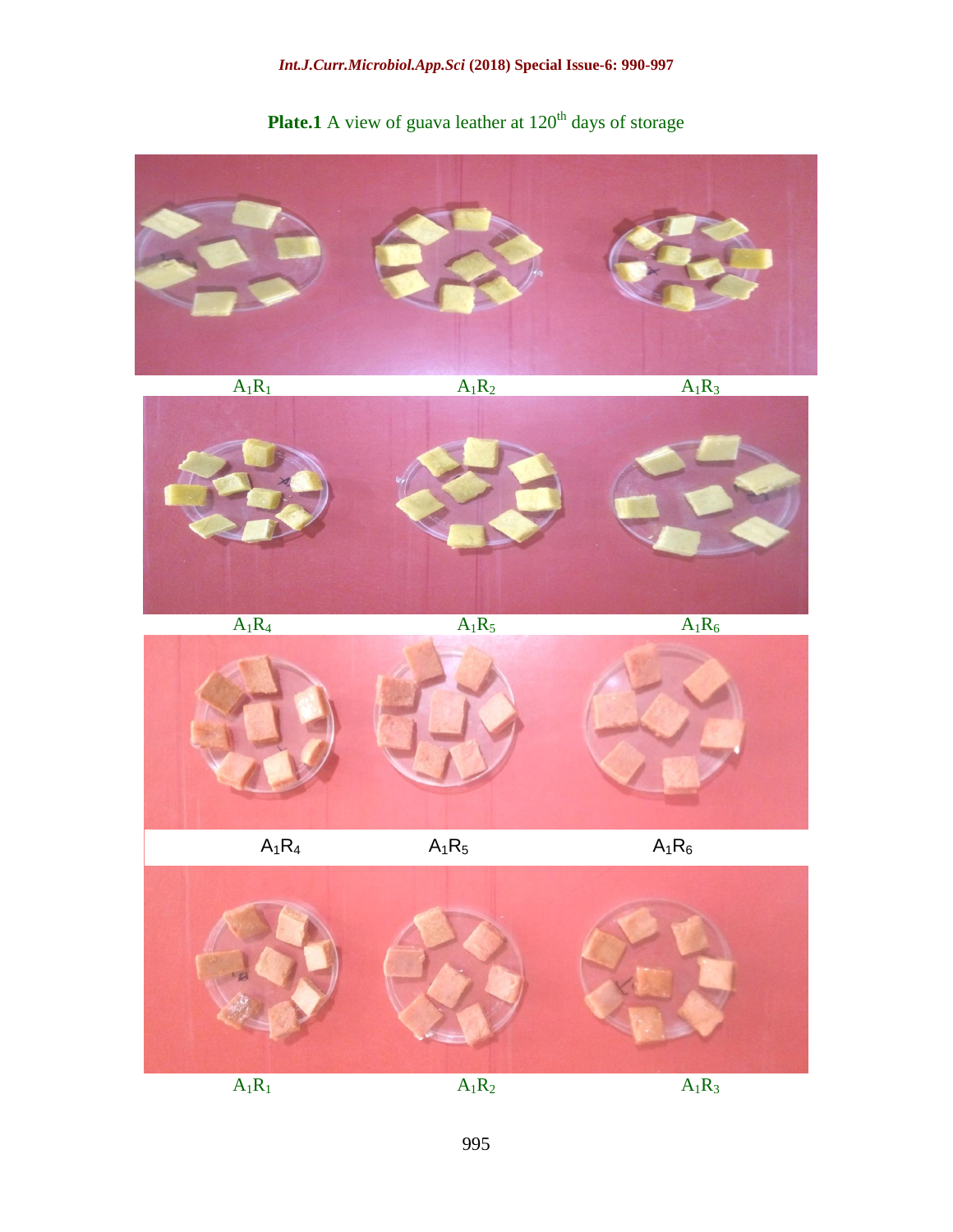**Plate.1** A view of guava leather at 120th days of storage

$A_1R_1$ $A_1R_2$ $A_1R_3$

$A_1R_4$ $A_1R_5$ $A_1R_6$

$A_1R_4$ $A_1R_5$ $A_1R_6$

$A_1R_1$ $A_1R_2$ $A_1R_3$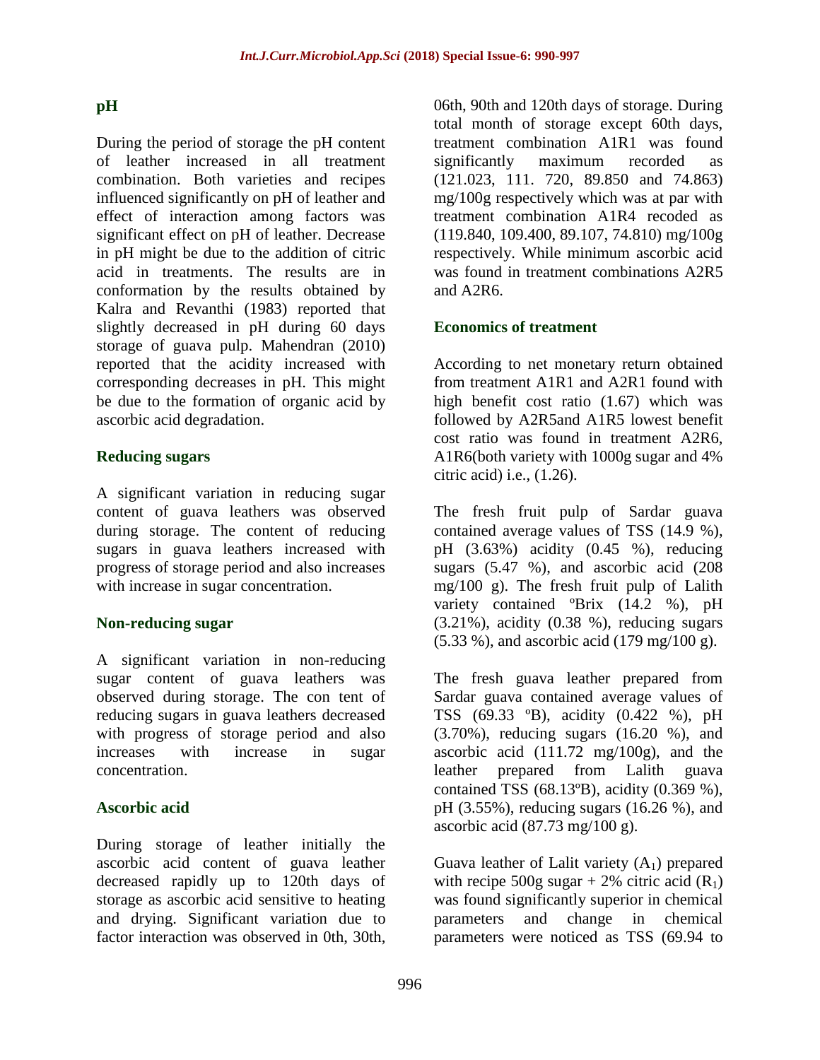### pH

During the period of storage the pH content of leather increased in all treatment combination. Both varieties and recipes influenced significantly on pH of leather and effect of interaction among factors was significant effect on pH of leather. Decrease in pH might be due to the addition of citric acid in treatments. The results are in conformation by the results obtained by Kalra and Revanthi (1983) reported that slightly decreased in pH during 60 days storage of guava pulp. Mahendran (2010) reported that the acidity increased with corresponding decreases in pH. This might be due to the formation of organic acid by ascorbic acid degradation.

### Reducing sugars

A significant variation in reducing sugar content of guava leathers was observed during storage. The content of reducing sugars in guava leathers increased with progress of storage period and also increases with increase in sugar concentration.

### Non-reducing sugar

A significant variation in non-reducing sugar content of guava leathers was observed during storage. The con tent of reducing sugars in guava leathers decreased with progress of storage period and also increases with increase in sugar concentration.

### Ascorbic acid

During storage of leather initially the ascorbic acid content of guava leather decreased rapidly up to 120th days of storage as ascorbic acid sensitive to heating and drying. Significant variation due to factor interaction was observed in 0th, 30th, 06th, 90th and 120th days of storage. During total month of storage except 60th days, treatment combination A1R1 was found significantly maximum recorded as (121.023, 111. 720, 89.850 and 74.863) mg/100g respectively which was at par with treatment combination A1R4 recoded as (119.840, 109.400, 89.107, 74.810) mg/100g respectively. While minimum ascorbic acid was found in treatment combinations A2R5 and A2R6.

### Economics of treatment

According to net monetary return obtained from treatment A1R1 and A2R1 found with high benefit cost ratio (1.67) which was followed by A2R5and A1R5 lowest benefit cost ratio was found in treatment A2R6, A1R6(both variety with 1000g sugar and 4% citric acid) i.e., (1.26).

The fresh fruit pulp of Sardar guava contained average values of TSS (14.9 %), pH (3.63%) acidity (0.45 %), reducing sugars (5.47 %), and ascorbic acid (208 mg/100 g). The fresh fruit pulp of Lalith variety contained ºBrix (14.2 %), pH (3.21%), acidity (0.38 %), reducing sugars (5.33 %), and ascorbic acid (179 mg/100 g).

The fresh guava leather prepared from Sardar guava contained average values of TSS (69.33 ºB), acidity (0.422 %), pH (3.70%), reducing sugars (16.20 %), and ascorbic acid (111.72 mg/100g), and the leather prepared from Lalith guava contained TSS (68.13ºB), acidity (0.369 %), pH (3.55%), reducing sugars (16.26 %), and ascorbic acid (87.73 mg/100 g).

Guava leather of Lalit variety ($A_1$) prepared with recipe 500g sugar + 2% citric acid ($R_1$) was found significantly superior in chemical parameters and change in chemical parameters were noticed as TSS (69.94 to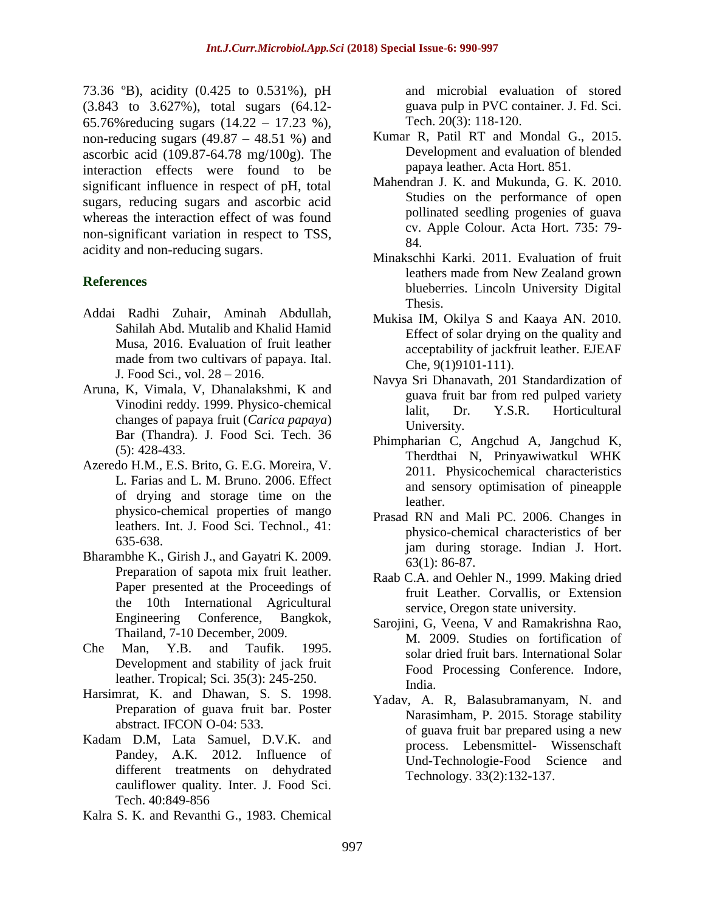73.36 ºB), acidity (0.425 to 0.531%), pH (3.843 to 3.627%), total sugars (64.12-65.76%reducing sugars (14.22 – 17.23 %), non-reducing sugars (49.87 – 48.51 %) and ascorbic acid (109.87-64.78 mg/100g). The interaction effects were found to be significant influence in respect of pH, total sugars, reducing sugars and ascorbic acid whereas the interaction effect of was found non-significant variation in respect to TSS, acidity and non-reducing sugars.

## References

Addai Radhi Zuhair, Aminah Abdullah, Sahilah Abd. Mutalib and Khalid Hamid Musa, 2016. Evaluation of fruit leather made from two cultivars of papaya. Ital. J. Food Sci., vol. 28 – 2016.

Aruna, K, Vimala, V, Dhanalakshmi, K and Vinodini reddy. 1999. Physico-chemical changes of papaya fruit (*Carica papaya*) Bar (Thandra). J. Food Sci. Tech. 36 (5): 428-433.

Azeredo H.M., E.S. Brito, G. E.G. Moreira, V. L. Farias and L. M. Bruno. 2006. Effect of drying and storage time on the physico-chemical properties of mango leathers. Int. J. Food Sci. Technol., 41: 635-638.

Bharambhe K., Girish J., and Gayatri K. 2009. Preparation of sapota mix fruit leather. Paper presented at the Proceedings of the 10th International Agricultural Engineering Conference, Bangkok, Thailand, 7-10 December, 2009.

Che Man, Y.B. and Taufik. 1995. Development and stability of jack fruit leather. Tropical; Sci. 35(3): 245-250.

Harsimrat, K. and Dhawan, S. S. 1998. Preparation of guava fruit bar. Poster abstract. IFCON O-04: 533.

Kadam D.M, Lata Samuel, D.V.K. and Pandey, A.K. 2012. Influence of different treatments on dehydrated cauliflower quality. Inter. J. Food Sci. Tech. 40:849-856

Kalra S. K. and Revanthi G., 1983. Chemical and microbial evaluation of stored guava pulp in PVC container. J. Fd. Sci. Tech. 20(3): 118-120.

Kumar R, Patil RT and Mondal G., 2015. Development and evaluation of blended papaya leather. Acta Hort. 851.

Mahendran J. K. and Mukunda, G. K. 2010. Studies on the performance of open pollinated seedling progenies of guava cv. Apple Colour. Acta Hort. 735: 79-84.

Minakschhi Karki. 2011. Evaluation of fruit leathers made from New Zealand grown blueberries. Lincoln University Digital Thesis.

Mukisa IM, Okilya S and Kaaya AN. 2010. Effect of solar drying on the quality and acceptability of jackfruit leather. EJEAF Che, 9(1)9101-111).

Navya Sri Dhanavath, 201 Standardization of guava fruit bar from red pulped variety lalit, Dr. Y.S.R. Horticultural University.

Phimpharian C, Angchud A, Jangchud K, Therdthai N, Prinyawiwatkul WHK 2011. Physicochemical characteristics and sensory optimisation of pineapple leather.

Prasad RN and Mali PC. 2006. Changes in physico-chemical characteristics of ber jam during storage. Indian J. Hort. 63(1): 86-87.

Raab C.A. and Oehler N., 1999. Making dried fruit Leather. Corvallis, or Extension service, Oregon state university.

Sarojini, G, Veena, V and Ramakrishna Rao, M. 2009. Studies on fortification of solar dried fruit bars. International Solar Food Processing Conference. Indore, India.

Yadav, A. R, Balasubramanyam, N. and Narasimham, P. 2015. Storage stability of guava fruit bar prepared using a new process. Lebensmittel- Wissenschaft Und-Technologie-Food Science and Technology. 33(2):132-137.